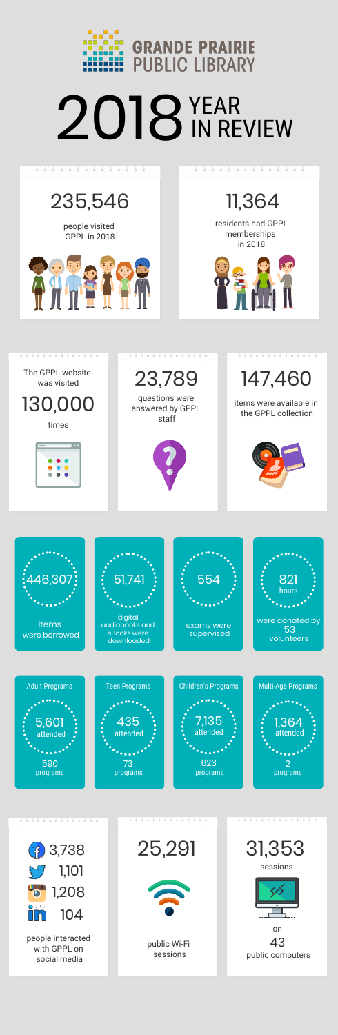# GRANDE PRAIRIE PUBLIC LIBRARY

# 2018 YEAR IN REVIEW

**235,546**

people visited GPPL in 2018

**11,364**

residents had GPPL memberships in 2018

The GPPL website was visited

**130,000**

times

**23,789**

questions were answered by GPPL staff

**147,460**

items were available in the GPPL collection

**446,307**

items were borrowed

**51,741**

digital audiobooks and eBooks were downloaded

**554**

exams were supervised

**821** hours

were donated by 53 volunteers

| Adult Programs | Teen Programs | Children's Programs | Multi-Age Programs |
|---|---|---|---|
| 5,601 attended | 435 attended | 7,135 attended | 1,364 attended |
| 590 programs | 73 programs | 623 programs | 2 programs |

- Facebook: 3,738
- Twitter: 1,101
- Instagram: 1,208
- LinkedIn: 104

people interacted with GPPL on social media

**25,291**

public Wi-Fi sessions

**31,353**

sessions on 43 public computers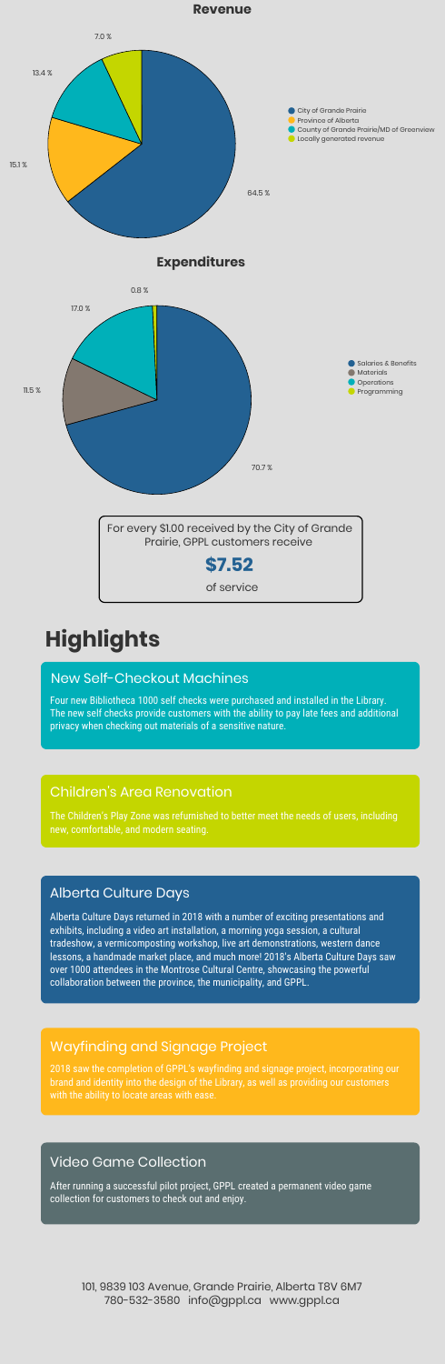## Revenue

7.0 %
13.4 %
15.1 %
64.5 %

- City of Grande Prairie
- Province of Alberta
- County of Grande Prairie/MD of Greenview
- Locally generated revenue

## Expenditures

0.8 %
17.0 %
11.5 %
70.7 %

- Salaries & Benefits
- Materials
- Operations
- Programming

For every $1.00 received by the City of Grande Prairie, GPPL customers receive

**$7.52**

of service

# Highlights

### New Self-Checkout Machines

Four new Bibliotheca 1000 self checks were purchased and installed in the Library. The new self checks provide customers with the ability to pay late fees and additional privacy when checking out materials of a sensitive nature.

### Children's Area Renovation

The Children's Play Zone was refurbished to better meet the needs of users, including new, comfortable, and modern seating.

### Alberta Culture Days

Alberta Culture Days returned in 2018 with a number of exciting presentations and exhibits, including a video art installation, a morning yoga session, a cultural tradeshow, a vermicomposting workshop, live art demonstrations, western dance lessons, a handmade market place, and much more! 2018's Alberta Culture Days saw over 1000 attendees in the Montrose Cultural Centre, showcasing the powerful collaboration between the province, the municipality, and GPPL.

### Wayfinding and Signage Project

2018 saw the completion of GPPL's wayfinding and signage project, incorporating our brand and identity into the design of the Library, as well as providing our customers with the ability to locate areas with ease.

### Video Game Collection

After running a successful pilot project, GPPL created a permanent video game collection for customers to check out and enjoy.

101, 9839 103 Avenue, Grande Prairie, Alberta T8V 6M7
780-532-3580 info@gppl.ca www.gppl.ca